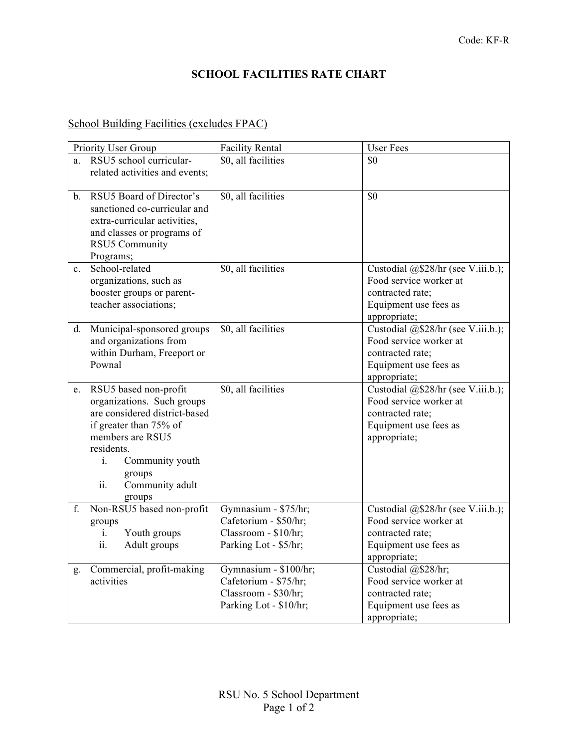Code: KF-R

# SCHOOL FACILITIES RATE CHART

## School Building Facilities (excludes FPAC)

| Priority User Group | Facility Rental | User Fees |
|---|---|---|
| a. RSU5 school curricular-related activities and events; | $0, all facilities | $0 |
| b. RSU5 Board of Director's sanctioned co-curricular and extra-curricular activities, and classes or programs of RSU5 Community Programs; | $0, all facilities | $0 |
| c. School-related organizations, such as booster groups or parent-teacher associations; | $0, all facilities | Custodial @$28/hr (see V.iii.b.); Food service worker at contracted rate; Equipment use fees as appropriate; |
| d. Municipal-sponsored groups and organizations from within Durham, Freeport or Pownal | $0, all facilities | Custodial @$28/hr (see V.iii.b.); Food service worker at contracted rate; Equipment use fees as appropriate; |
| e. RSU5 based non-profit organizations. Such groups are considered district-based if greater than 75% of members are RSU5 residents. i. Community youth groups ii. Community adult groups | $0, all facilities | Custodial @$28/hr (see V.iii.b.); Food service worker at contracted rate; Equipment use fees as appropriate; |
| f. Non-RSU5 based non-profit groups i. Youth groups ii. Adult groups | Gymnasium - $75/hr; Cafetorium - $50/hr; Classroom - $10/hr; Parking Lot - $5/hr; | Custodial @$28/hr (see V.iii.b.); Food service worker at contracted rate; Equipment use fees as appropriate; |
| g. Commercial, profit-making activities | Gymnasium - $100/hr; Cafetorium - $75/hr; Classroom - $30/hr; Parking Lot - $10/hr; | Custodial @$28/hr; Food service worker at contracted rate; Equipment use fees as appropriate; |

RSU No. 5 School Department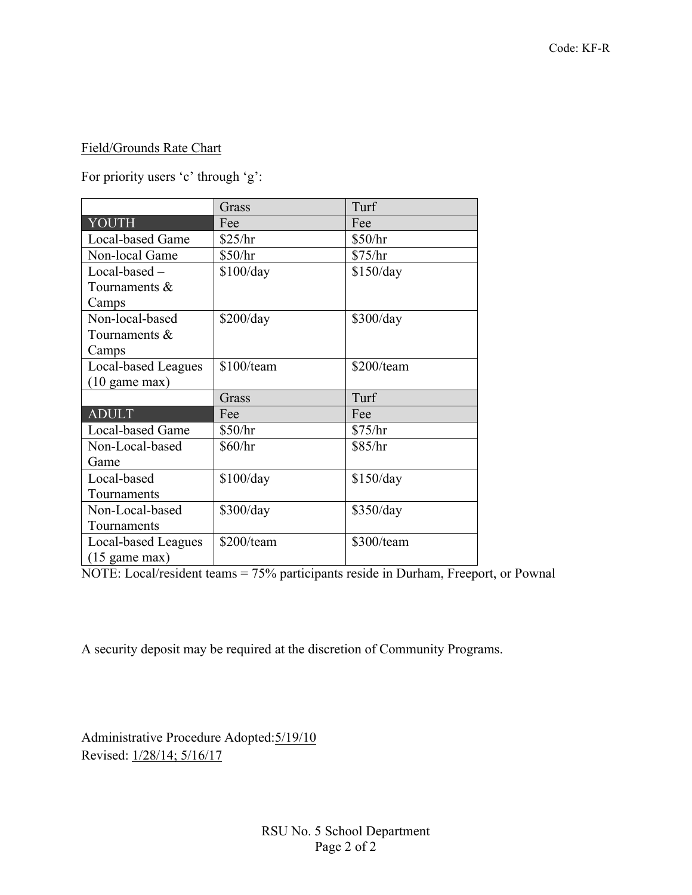Field/Grounds Rate Chart

For priority users 'c' through 'g':

| | Grass | Turf |
|---|---|---|
| **YOUTH** | Fee | Fee |
| Local-based Game | $25/hr | $50/hr |
| Non-local Game | $50/hr | $75/hr |
| Local-based – Tournaments & Camps | $100/day | $150/day |
| Non-local-based Tournaments & Camps | $200/day | $300/day |
| Local-based Leagues (10 game max) | $100/team | $200/team |
| | Grass | Turf |
| **ADULT** | Fee | Fee |
| Local-based Game | $50/hr | $75/hr |
| Non-Local-based Game | $60/hr | $85/hr |
| Local-based Tournaments | $100/day | $150/day |
| Non-Local-based Tournaments | $300/day | $350/day |
| Local-based Leagues (15 game max) | $200/team | $300/team |

NOTE: Local/resident teams = 75% participants reside in Durham, Freeport, or Pownal

A security deposit may be required at the discretion of Community Programs.

Administrative Procedure Adopted: 5/19/10
Revised: 1/28/14; 5/16/17